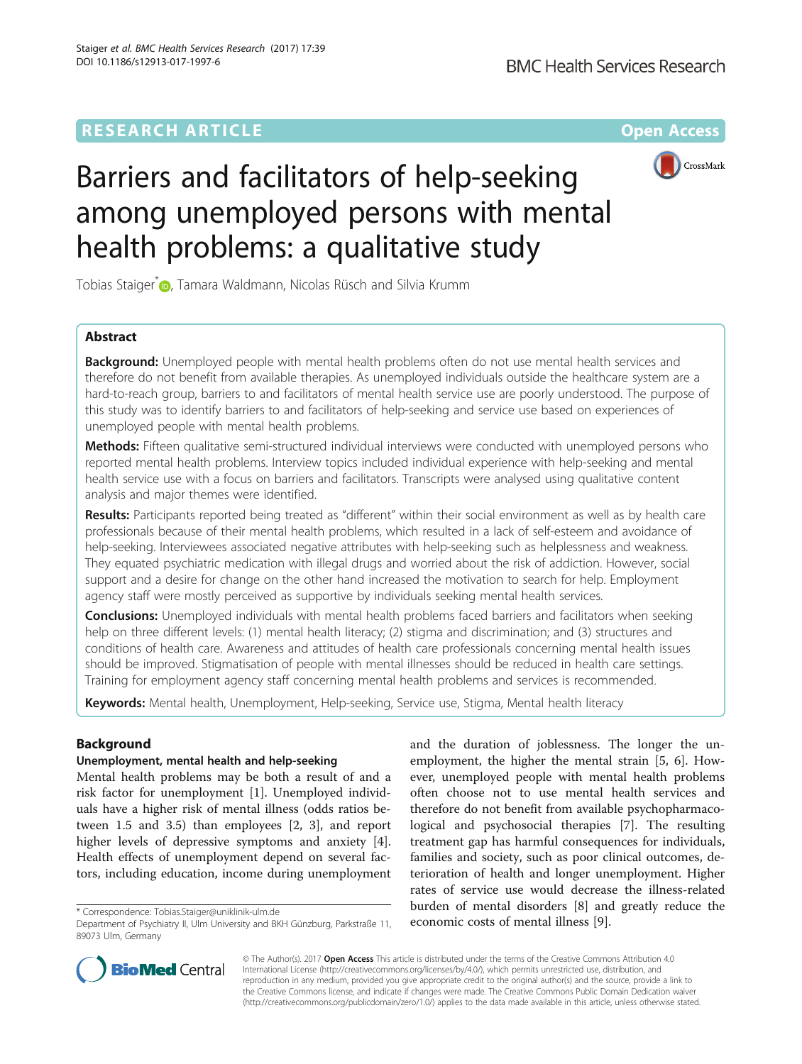RESEARCH ARTICLE

Open Access

# Barriers and facilitators of help-seeking among unemployed persons with mental health problems: a qualitative study

Tobias Staiger*, Tamara Waldmann, Nicolas Rüsch and Silvia Krumm

## Abstract

**Background:** Unemployed people with mental health problems often do not use mental health services and therefore do not benefit from available therapies. As unemployed individuals outside the healthcare system are a hard-to-reach group, barriers to and facilitators of mental health service use are poorly understood. The purpose of this study was to identify barriers to and facilitators of help-seeking and service use based on experiences of unemployed people with mental health problems.

**Methods:** Fifteen qualitative semi-structured individual interviews were conducted with unemployed persons who reported mental health problems. Interview topics included individual experience with help-seeking and mental health service use with a focus on barriers and facilitators. Transcripts were analysed using qualitative content analysis and major themes were identified.

**Results:** Participants reported being treated as "different" within their social environment as well as by health care professionals because of their mental health problems, which resulted in a lack of self-esteem and avoidance of help-seeking. Interviewees associated negative attributes with help-seeking such as helplessness and weakness. They equated psychiatric medication with illegal drugs and worried about the risk of addiction. However, social support and a desire for change on the other hand increased the motivation to search for help. Employment agency staff were mostly perceived as supportive by individuals seeking mental health services.

**Conclusions:** Unemployed individuals with mental health problems faced barriers and facilitators when seeking help on three different levels: (1) mental health literacy; (2) stigma and discrimination; and (3) structures and conditions of health care. Awareness and attitudes of health care professionals concerning mental health issues should be improved. Stigmatisation of people with mental illnesses should be reduced in health care settings. Training for employment agency staff concerning mental health problems and services is recommended.

**Keywords:** Mental health, Unemployment, Help-seeking, Service use, Stigma, Mental health literacy

## Background

### Unemployment, mental health and help-seeking

Mental health problems may be both a result of and a risk factor for unemployment [1]. Unemployed individuals have a higher risk of mental illness (odds ratios between 1.5 and 3.5) than employees [2, 3], and report higher levels of depressive symptoms and anxiety [4]. Health effects of unemployment depend on several factors, including education, income during unemployment and the duration of joblessness. The longer the unemployment, the higher the mental strain [5, 6]. However, unemployed people with mental health problems often choose not to use mental health services and therefore do not benefit from available psychopharmacological and psychosocial therapies [7]. The resulting treatment gap has harmful consequences for individuals, families and society, such as poor clinical outcomes, deterioration of health and longer unemployment. Higher rates of service use would decrease the illness-related burden of mental disorders [8] and greatly reduce the economic costs of mental illness [9].

\* Correspondence: Tobias.Staiger@uniklinik-ulm.de
Department of Psychiatry II, Ulm University and BKH Günzburg, Parkstraße 11, 89073 Ulm, Germany

© The Author(s). 2017 **Open Access** This article is distributed under the terms of the Creative Commons Attribution 4.0 International License (http://creativecommons.org/licenses/by/4.0/), which permits unrestricted use, distribution, and reproduction in any medium, provided you give appropriate credit to the original author(s) and the source, provide a link to the Creative Commons license, and indicate if changes were made. The Creative Commons Public Domain Dedication waiver (http://creativecommons.org/publicdomain/zero/1.0/) applies to the data made available in this article, unless otherwise stated.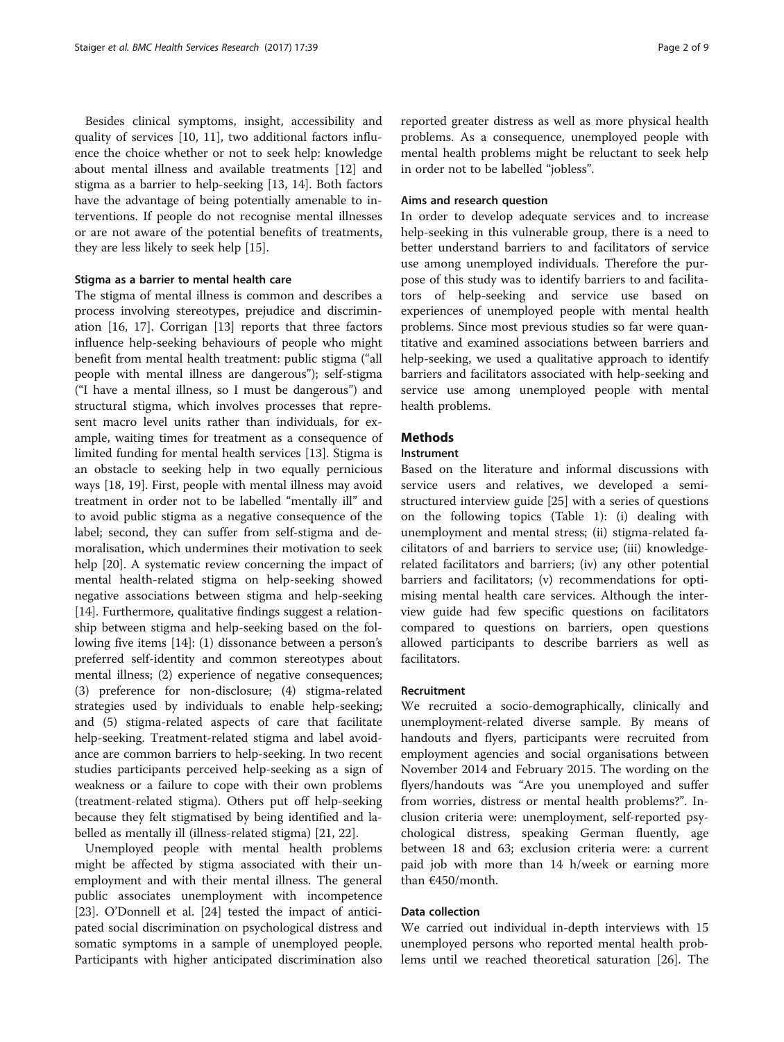Besides clinical symptoms, insight, accessibility and quality of services [10, 11], two additional factors influence the choice whether or not to seek help: knowledge about mental illness and available treatments [12] and stigma as a barrier to help-seeking [13, 14]. Both factors have the advantage of being potentially amenable to interventions. If people do not recognise mental illnesses or are not aware of the potential benefits of treatments, they are less likely to seek help [15].

### Stigma as a barrier to mental health care

The stigma of mental illness is common and describes a process involving stereotypes, prejudice and discrimination [16, 17]. Corrigan [13] reports that three factors influence help-seeking behaviours of people who might benefit from mental health treatment: public stigma ("all people with mental illness are dangerous"); self-stigma ("I have a mental illness, so I must be dangerous") and structural stigma, which involves processes that represent macro level units rather than individuals, for example, waiting times for treatment as a consequence of limited funding for mental health services [13]. Stigma is an obstacle to seeking help in two equally pernicious ways [18, 19]. First, people with mental illness may avoid treatment in order not to be labelled "mentally ill" and to avoid public stigma as a negative consequence of the label; second, they can suffer from self-stigma and demoralisation, which undermines their motivation to seek help [20]. A systematic review concerning the impact of mental health-related stigma on help-seeking showed negative associations between stigma and help-seeking [14]. Furthermore, qualitative findings suggest a relationship between stigma and help-seeking based on the following five items [14]: (1) dissonance between a person's preferred self-identity and common stereotypes about mental illness; (2) experience of negative consequences; (3) preference for non-disclosure; (4) stigma-related strategies used by individuals to enable help-seeking; and (5) stigma-related aspects of care that facilitate help-seeking. Treatment-related stigma and label avoidance are common barriers to help-seeking. In two recent studies participants perceived help-seeking as a sign of weakness or a failure to cope with their own problems (treatment-related stigma). Others put off help-seeking because they felt stigmatised by being identified and labelled as mentally ill (illness-related stigma) [21, 22].

Unemployed people with mental health problems might be affected by stigma associated with their unemployment and with their mental illness. The general public associates unemployment with incompetence [23]. O'Donnell et al. [24] tested the impact of anticipated social discrimination on psychological distress and somatic symptoms in a sample of unemployed people. Participants with higher anticipated discrimination also reported greater distress as well as more physical health problems. As a consequence, unemployed people with mental health problems might be reluctant to seek help in order not to be labelled "jobless".

### Aims and research question

In order to develop adequate services and to increase help-seeking in this vulnerable group, there is a need to better understand barriers to and facilitators of service use among unemployed individuals. Therefore the purpose of this study was to identify barriers to and facilitators of help-seeking and service use based on experiences of unemployed people with mental health problems. Since most previous studies so far were quantitative and examined associations between barriers and help-seeking, we used a qualitative approach to identify barriers and facilitators associated with help-seeking and service use among unemployed people with mental health problems.

## Methods

### Instrument

Based on the literature and informal discussions with service users and relatives, we developed a semi-structured interview guide [25] with a series of questions on the following topics (Table 1): (i) dealing with unemployment and mental stress; (ii) stigma-related facilitators of and barriers to service use; (iii) knowledge-related facilitators and barriers; (iv) any other potential barriers and facilitators; (v) recommendations for optimising mental health care services. Although the interview guide had few specific questions on facilitators compared to questions on barriers, open questions allowed participants to describe barriers as well as facilitators.

### Recruitment

We recruited a socio-demographically, clinically and unemployment-related diverse sample. By means of handouts and flyers, participants were recruited from employment agencies and social organisations between November 2014 and February 2015. The wording on the flyers/handouts was "Are you unemployed and suffer from worries, distress or mental health problems?". Inclusion criteria were: unemployment, self-reported psychological distress, speaking German fluently, age between 18 and 63; exclusion criteria were: a current paid job with more than 14 h/week or earning more than €450/month.

### Data collection

We carried out individual in-depth interviews with 15 unemployed persons who reported mental health problems until we reached theoretical saturation [26]. The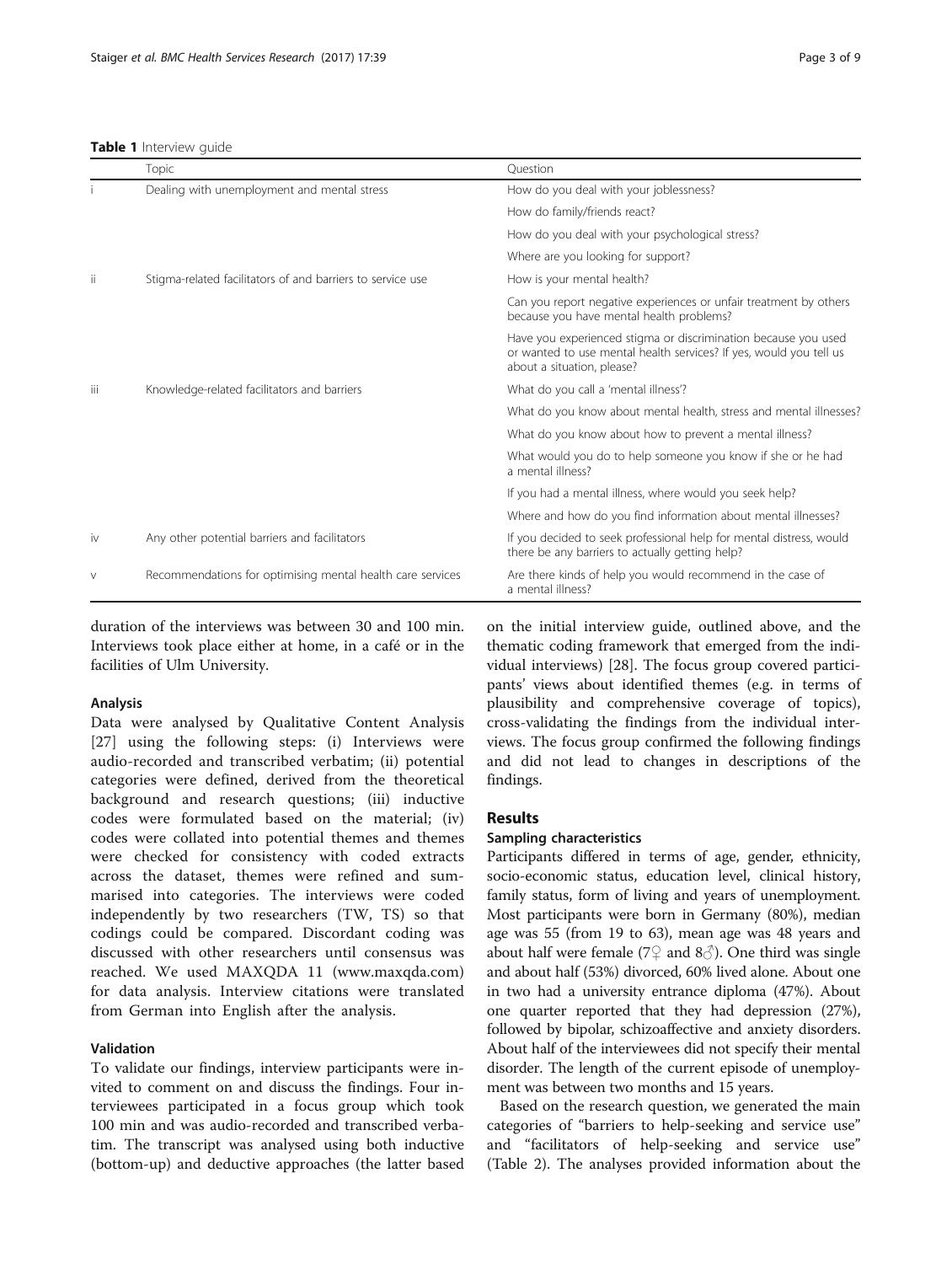**Table 1** Interview guide

| | Topic | Question |
|---|---|---|
| i | Dealing with unemployment and mental stress | How do you deal with your joblessness? |
| | | How do family/friends react? |
| | | How do you deal with your psychological stress? |
| | | Where are you looking for support? |
| ii | Stigma-related facilitators of and barriers to service use | How is your mental health? |
| | | Can you report negative experiences or unfair treatment by others because you have mental health problems? |
| | | Have you experienced stigma or discrimination because you used or wanted to use mental health services? If yes, would you tell us about a situation, please? |
| iii | Knowledge-related facilitators and barriers | What do you call a 'mental illness'? |
| | | What do you know about mental health, stress and mental illnesses? |
| | | What do you know about how to prevent a mental illness? |
| | | What would you do to help someone you know if she or he had a mental illness? |
| | | If you had a mental illness, where would you seek help? |
| | | Where and how do you find information about mental illnesses? |
| iv | Any other potential barriers and facilitators | If you decided to seek professional help for mental distress, would there be any barriers to actually getting help? |
| v | Recommendations for optimising mental health care services | Are there kinds of help you would recommend in the case of a mental illness? |

duration of the interviews was between 30 and 100 min. Interviews took place either at home, in a café or in the facilities of Ulm University.

### Analysis

Data were analysed by Qualitative Content Analysis [27] using the following steps: (i) Interviews were audio-recorded and transcribed verbatim; (ii) potential categories were defined, derived from the theoretical background and research questions; (iii) inductive codes were formulated based on the material; (iv) codes were collated into potential themes and themes were checked for consistency with coded extracts across the dataset, themes were refined and summarised into categories. The interviews were coded independently by two researchers (TW, TS) so that codings could be compared. Discordant coding was discussed with other researchers until consensus was reached. We used MAXQDA 11 (www.maxqda.com) for data analysis. Interview citations were translated from German into English after the analysis.

### Validation

To validate our findings, interview participants were invited to comment on and discuss the findings. Four interviewees participated in a focus group which took 100 min and was audio-recorded and transcribed verbatim. The transcript was analysed using both inductive (bottom-up) and deductive approaches (the latter based on the initial interview guide, outlined above, and the thematic coding framework that emerged from the individual interviews) [28]. The focus group covered participants' views about identified themes (e.g. in terms of plausibility and comprehensive coverage of topics), cross-validating the findings from the individual interviews. The focus group confirmed the following findings and did not lead to changes in descriptions of the findings.

## Results

### Sampling characteristics

Participants differed in terms of age, gender, ethnicity, socio-economic status, education level, clinical history, family status, form of living and years of unemployment. Most participants were born in Germany (80%), median age was 55 (from 19 to 63), mean age was 48 years and about half were female (7♀ and 8♂). One third was single and about half (53%) divorced, 60% lived alone. About one in two had a university entrance diploma (47%). About one quarter reported that they had depression (27%), followed by bipolar, schizoaffective and anxiety disorders. About half of the interviewees did not specify their mental disorder. The length of the current episode of unemployment was between two months and 15 years.

Based on the research question, we generated the main categories of "barriers to help-seeking and service use" and "facilitators of help-seeking and service use" (Table 2). The analyses provided information about the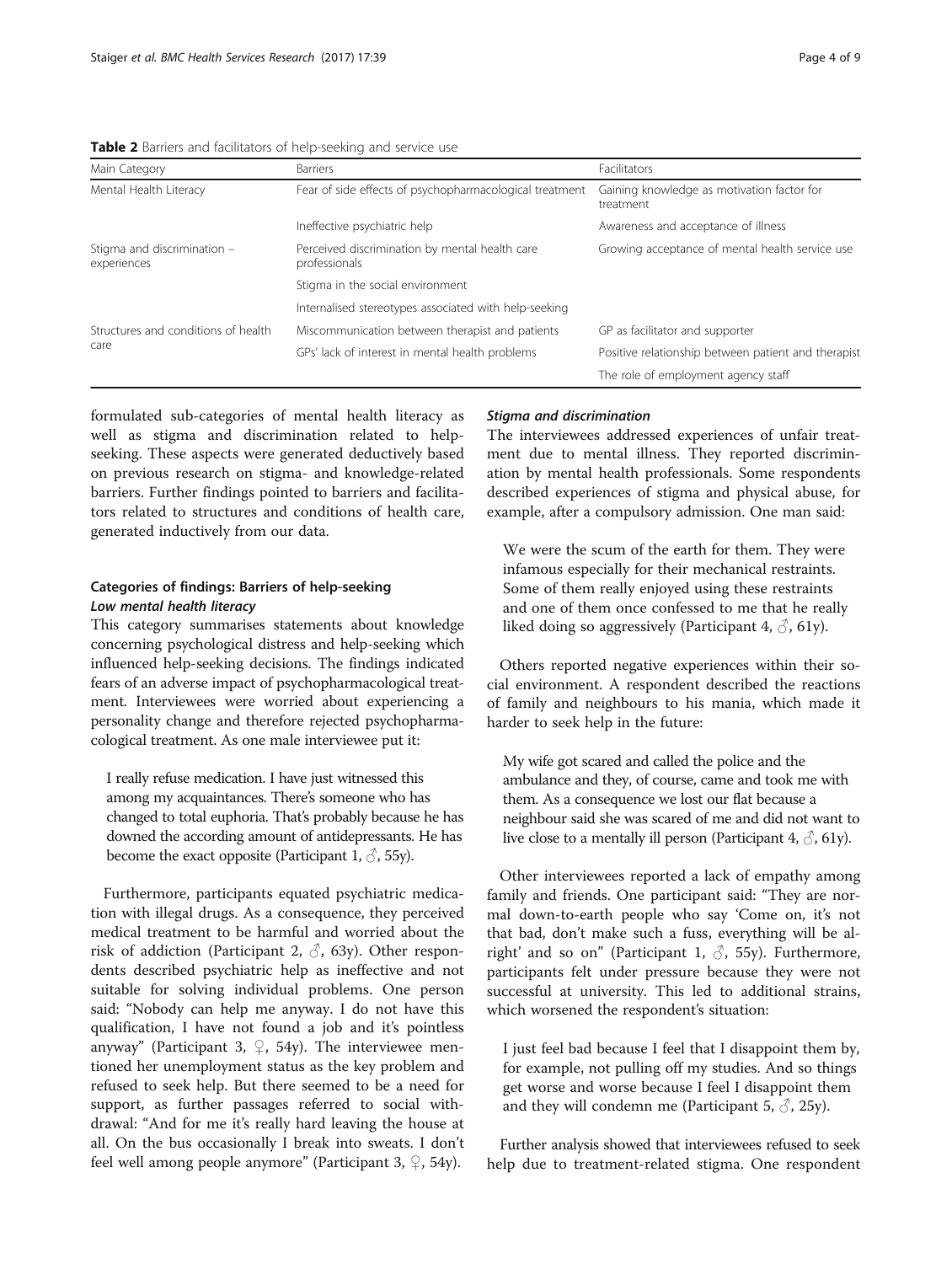**Table 2** Barriers and facilitators of help-seeking and service use

| Main Category | Barriers | Facilitators |
|---|---|---|
| Mental Health Literacy | Fear of side effects of psychopharmacological treatment | Gaining knowledge as motivation factor for treatment |
| | Ineffective psychiatric help | Awareness and acceptance of illness |
| Stigma and discrimination – experiences | Perceived discrimination by mental health care professionals | Growing acceptance of mental health service use |
| | Stigma in the social environment | |
| | Internalised stereotypes associated with help-seeking | |
| Structures and conditions of health care | Miscommunication between therapist and patients | GP as facilitator and supporter |
| | GPs' lack of interest in mental health problems | Positive relationship between patient and therapist |
| | | The role of employment agency staff |

formulated sub-categories of mental health literacy as well as stigma and discrimination related to help-seeking. These aspects were generated deductively based on previous research on stigma- and knowledge-related barriers. Further findings pointed to barriers and facilitators related to structures and conditions of health care, generated inductively from our data.

## Categories of findings: Barriers of help-seeking

### *Low mental health literacy*

This category summarises statements about knowledge concerning psychological distress and help-seeking which influenced help-seeking decisions. The findings indicated fears of an adverse impact of psychopharmacological treatment. Interviewees were worried about experiencing a personality change and therefore rejected psychopharmacological treatment. As one male interviewee put it:

> I really refuse medication. I have just witnessed this among my acquaintances. There's someone who has changed to total euphoria. That's probably because he has downed the according amount of antidepressants. He has become the exact opposite (Participant 1, ♂, 55y).

Furthermore, participants equated psychiatric medication with illegal drugs. As a consequence, they perceived medical treatment to be harmful and worried about the risk of addiction (Participant 2, ♂, 63y). Other respondents described psychiatric help as ineffective and not suitable for solving individual problems. One person said: "Nobody can help me anyway. I do not have this qualification, I have not found a job and it's pointless anyway" (Participant 3, ♀, 54y). The interviewee mentioned her unemployment status as the key problem and refused to seek help. But there seemed to be a need for support, as further passages referred to social withdrawal: "And for me it's really hard leaving the house at all. On the bus occasionally I break into sweats. I don't feel well among people anymore" (Participant 3, ♀, 54y).

### *Stigma and discrimination*

The interviewees addressed experiences of unfair treatment due to mental illness. They reported discrimination by mental health professionals. Some respondents described experiences of stigma and physical abuse, for example, after a compulsory admission. One man said:

> We were the scum of the earth for them. They were infamous especially for their mechanical restraints. Some of them really enjoyed using these restraints and one of them once confessed to me that he really liked doing so aggressively (Participant 4, ♂, 61y).

Others reported negative experiences within their social environment. A respondent described the reactions of family and neighbours to his mania, which made it harder to seek help in the future:

> My wife got scared and called the police and the ambulance and they, of course, came and took me with them. As a consequence we lost our flat because a neighbour said she was scared of me and did not want to live close to a mentally ill person (Participant 4, ♂, 61y).

Other interviewees reported a lack of empathy among family and friends. One participant said: "They are normal down-to-earth people who say 'Come on, it's not that bad, don't make such a fuss, everything will be alright' and so on" (Participant 1, ♂, 55y). Furthermore, participants felt under pressure because they were not successful at university. This led to additional strains, which worsened the respondent's situation:

> I just feel bad because I feel that I disappoint them by, for example, not pulling off my studies. And so things get worse and worse because I feel I disappoint them and they will condemn me (Participant 5, ♂, 25y).

Further analysis showed that interviewees refused to seek help due to treatment-related stigma. One respondent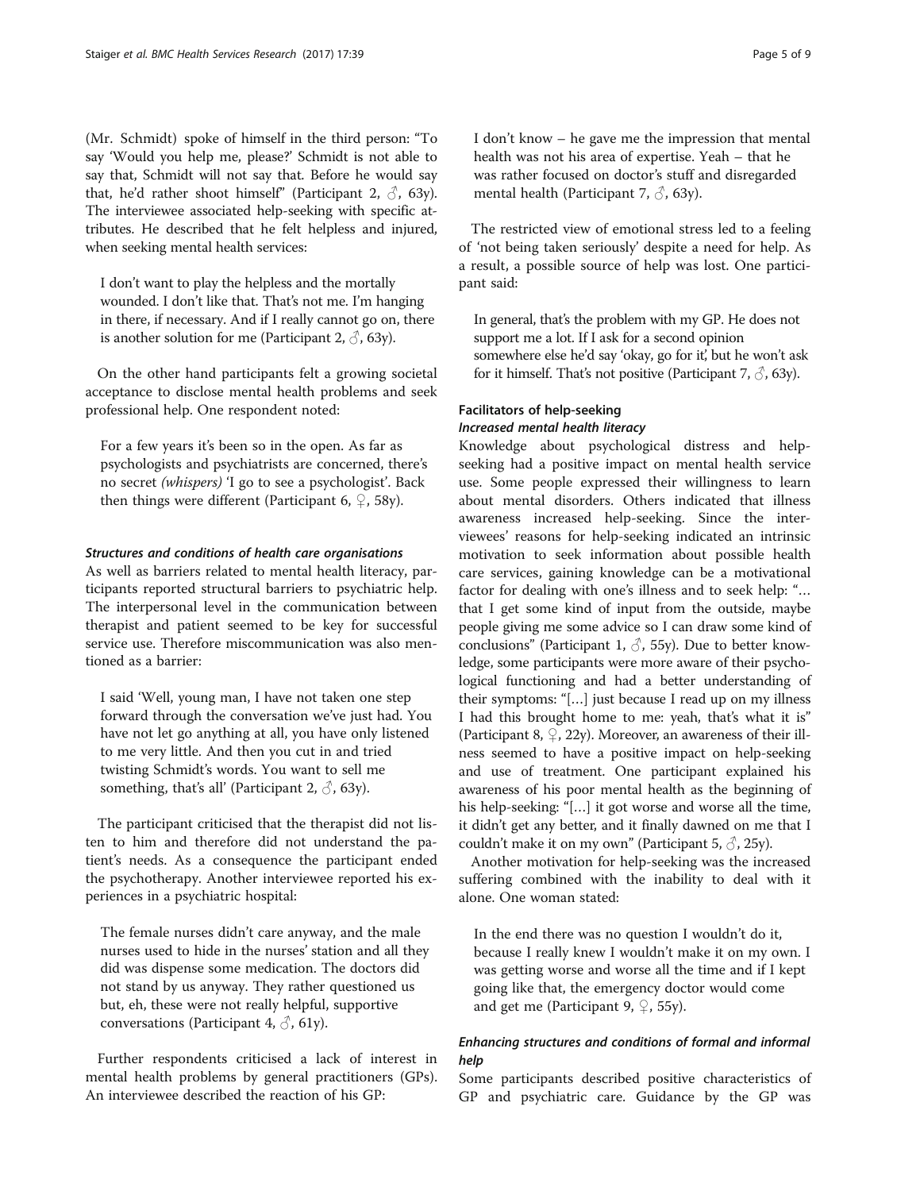(Mr. Schmidt) spoke of himself in the third person: "To say 'Would you help me, please?' Schmidt is not able to say that, Schmidt will not say that. Before he would say that, he'd rather shoot himself" (Participant 2, ♂, 63y). The interviewee associated help-seeking with specific attributes. He described that he felt helpless and injured, when seeking mental health services:

> I don't want to play the helpless and the mortally wounded. I don't like that. That's not me. I'm hanging in there, if necessary. And if I really cannot go on, there is another solution for me (Participant 2, ♂, 63y).

On the other hand participants felt a growing societal acceptance to disclose mental health problems and seek professional help. One respondent noted:

> For a few years it's been so in the open. As far as psychologists and psychiatrists are concerned, there's no secret *(whispers)* 'I go to see a psychologist'. Back then things were different (Participant 6, ♀, 58y).

#### *Structures and conditions of health care organisations*

As well as barriers related to mental health literacy, participants reported structural barriers to psychiatric help. The interpersonal level in the communication between therapist and patient seemed to be key for successful service use. Therefore miscommunication was also mentioned as a barrier:

> I said 'Well, young man, I have not taken one step forward through the conversation we've just had. You have not let go anything at all, you have only listened to me very little. And then you cut in and tried twisting Schmidt's words. You want to sell me something, that's all' (Participant 2, ♂, 63y).

The participant criticised that the therapist did not listen to him and therefore did not understand the patient's needs. As a consequence the participant ended the psychotherapy. Another interviewee reported his experiences in a psychiatric hospital:

> The female nurses didn't care anyway, and the male nurses used to hide in the nurses' station and all they did was dispense some medication. The doctors did not stand by us anyway. They rather questioned us but, eh, these were not really helpful, supportive conversations (Participant 4, ♂, 61y).

Further respondents criticised a lack of interest in mental health problems by general practitioners (GPs). An interviewee described the reaction of his GP:

> I don't know – he gave me the impression that mental health was not his area of expertise. Yeah – that he was rather focused on doctor's stuff and disregarded mental health (Participant 7, ♂, 63y).

The restricted view of emotional stress led to a feeling of 'not being taken seriously' despite a need for help. As a result, a possible source of help was lost. One participant said:

> In general, that's the problem with my GP. He does not support me a lot. If I ask for a second opinion somewhere else he'd say 'okay, go for it', but he won't ask for it himself. That's not positive (Participant 7, ♂, 63y).

### Facilitators of help-seeking

#### *Increased mental health literacy*

Knowledge about psychological distress and help-seeking had a positive impact on mental health service use. Some people expressed their willingness to learn about mental disorders. Others indicated that illness awareness increased help-seeking. Since the interviewees' reasons for help-seeking indicated an intrinsic motivation to seek information about possible health care services, gaining knowledge can be a motivational factor for dealing with one's illness and to seek help: "… that I get some kind of input from the outside, maybe people giving me some advice so I can draw some kind of conclusions" (Participant 1, ♂, 55y). Due to better knowledge, some participants were more aware of their psychological functioning and had a better understanding of their symptoms: "[…] just because I read up on my illness I had this brought home to me: yeah, that's what it is" (Participant 8, ♀, 22y). Moreover, an awareness of their illness seemed to have a positive impact on help-seeking and use of treatment. One participant explained his awareness of his poor mental health as the beginning of his help-seeking: "[…] it got worse and worse all the time, it didn't get any better, and it finally dawned on me that I couldn't make it on my own" (Participant 5, ♂, 25y).

Another motivation for help-seeking was the increased suffering combined with the inability to deal with it alone. One woman stated:

> In the end there was no question I wouldn't do it, because I really knew I wouldn't make it on my own. I was getting worse and worse all the time and if I kept going like that, the emergency doctor would come and get me (Participant 9, ♀, 55y).

#### *Enhancing structures and conditions of formal and informal help*

Some participants described positive characteristics of GP and psychiatric care. Guidance by the GP was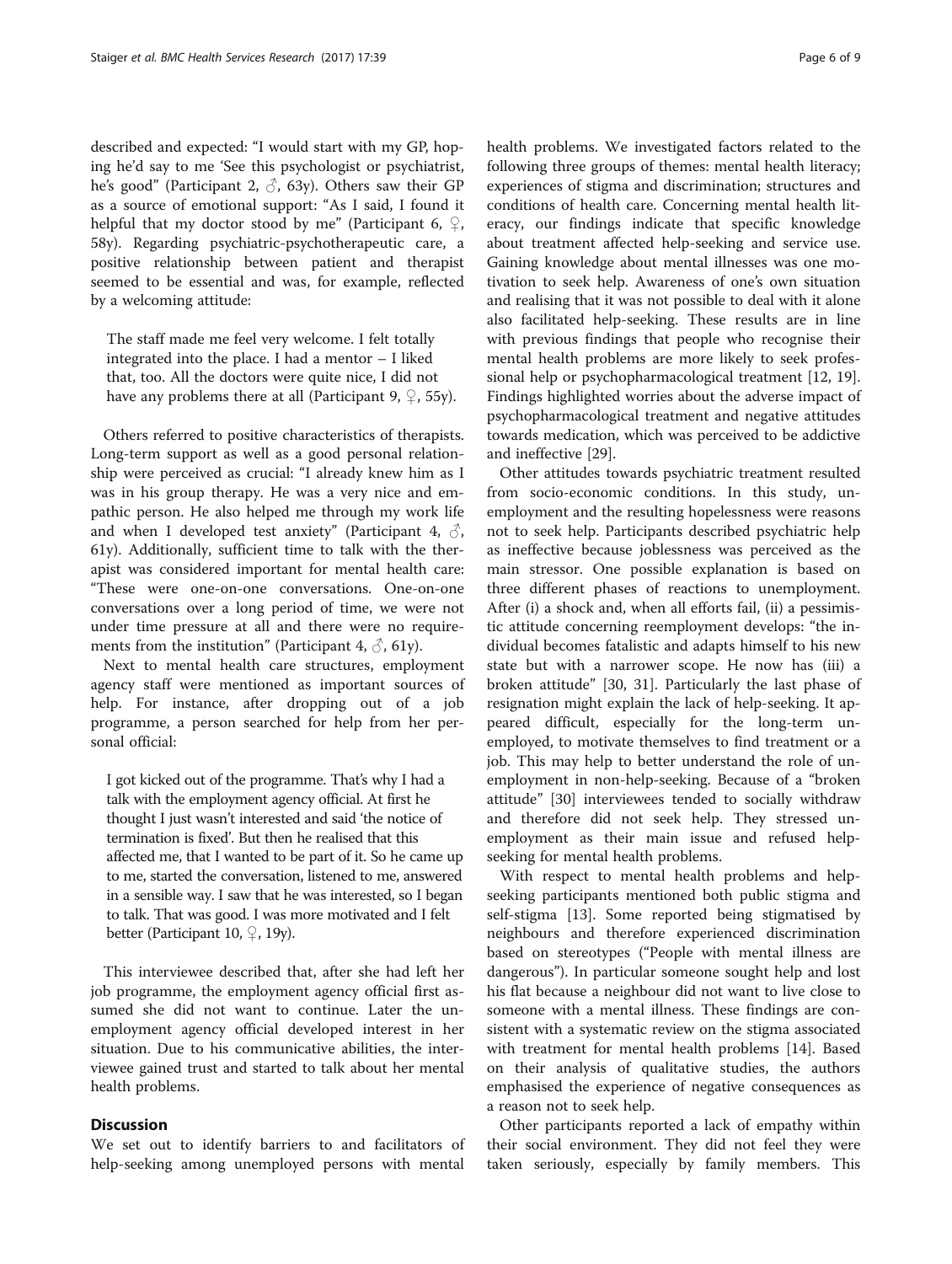described and expected: "I would start with my GP, hoping he'd say to me 'See this psychologist or psychiatrist, he's good" (Participant 2, ♂, 63y). Others saw their GP as a source of emotional support: "As I said, I found it helpful that my doctor stood by me" (Participant 6, ♀, 58y). Regarding psychiatric-psychotherapeutic care, a positive relationship between patient and therapist seemed to be essential and was, for example, reflected by a welcoming attitude:

> The staff made me feel very welcome. I felt totally integrated into the place. I had a mentor – I liked that, too. All the doctors were quite nice, I did not have any problems there at all (Participant 9, ♀, 55y).

Others referred to positive characteristics of therapists. Long-term support as well as a good personal relationship were perceived as crucial: "I already knew him as I was in his group therapy. He was a very nice and empathic person. He also helped me through my work life and when I developed test anxiety" (Participant 4, ♂, 61y). Additionally, sufficient time to talk with the therapist was considered important for mental health care: "These were one-on-one conversations. One-on-one conversations over a long period of time, we were not under time pressure at all and there were no requirements from the institution" (Participant 4, ♂, 61y).

Next to mental health care structures, employment agency staff were mentioned as important sources of help. For instance, after dropping out of a job programme, a person searched for help from her personal official:

> I got kicked out of the programme. That's why I had a talk with the employment agency official. At first he thought I just wasn't interested and said 'the notice of termination is fixed'. But then he realised that this affected me, that I wanted to be part of it. So he came up to me, started the conversation, listened to me, answered in a sensible way. I saw that he was interested, so I began to talk. That was good. I was more motivated and I felt better (Participant 10, ♀, 19y).

This interviewee described that, after she had left her job programme, the employment agency official first assumed she did not want to continue. Later the unemployment agency official developed interest in her situation. Due to his communicative abilities, the interviewee gained trust and started to talk about her mental health problems.

## Discussion

We set out to identify barriers to and facilitators of help-seeking among unemployed persons with mental health problems. We investigated factors related to the following three groups of themes: mental health literacy; experiences of stigma and discrimination; structures and conditions of health care. Concerning mental health literacy, our findings indicate that specific knowledge about treatment affected help-seeking and service use. Gaining knowledge about mental illnesses was one motivation to seek help. Awareness of one's own situation and realising that it was not possible to deal with it alone also facilitated help-seeking. These results are in line with previous findings that people who recognise their mental health problems are more likely to seek professional help or psychopharmacological treatment [12, 19]. Findings highlighted worries about the adverse impact of psychopharmacological treatment and negative attitudes towards medication, which was perceived to be addictive and ineffective [29].

Other attitudes towards psychiatric treatment resulted from socio-economic conditions. In this study, unemployment and the resulting hopelessness were reasons not to seek help. Participants described psychiatric help as ineffective because joblessness was perceived as the main stressor. One possible explanation is based on three different phases of reactions to unemployment. After (i) a shock and, when all efforts fail, (ii) a pessimistic attitude concerning reemployment develops: "the individual becomes fatalistic and adapts himself to his new state but with a narrower scope. He now has (iii) a broken attitude" [30, 31]. Particularly the last phase of resignation might explain the lack of help-seeking. It appeared difficult, especially for the long-term unemployed, to motivate themselves to find treatment or a job. This may help to better understand the role of unemployment in non-help-seeking. Because of a "broken attitude" [30] interviewees tended to socially withdraw and therefore did not seek help. They stressed unemployment as their main issue and refused help-seeking for mental health problems.

With respect to mental health problems and help-seeking participants mentioned both public stigma and self-stigma [13]. Some reported being stigmatised by neighbours and therefore experienced discrimination based on stereotypes ("People with mental illness are dangerous"). In particular someone sought help and lost his flat because a neighbour did not want to live close to someone with a mental illness. These findings are consistent with a systematic review on the stigma associated with treatment for mental health problems [14]. Based on their analysis of qualitative studies, the authors emphasised the experience of negative consequences as a reason not to seek help.

Other participants reported a lack of empathy within their social environment. They did not feel they were taken seriously, especially by family members. This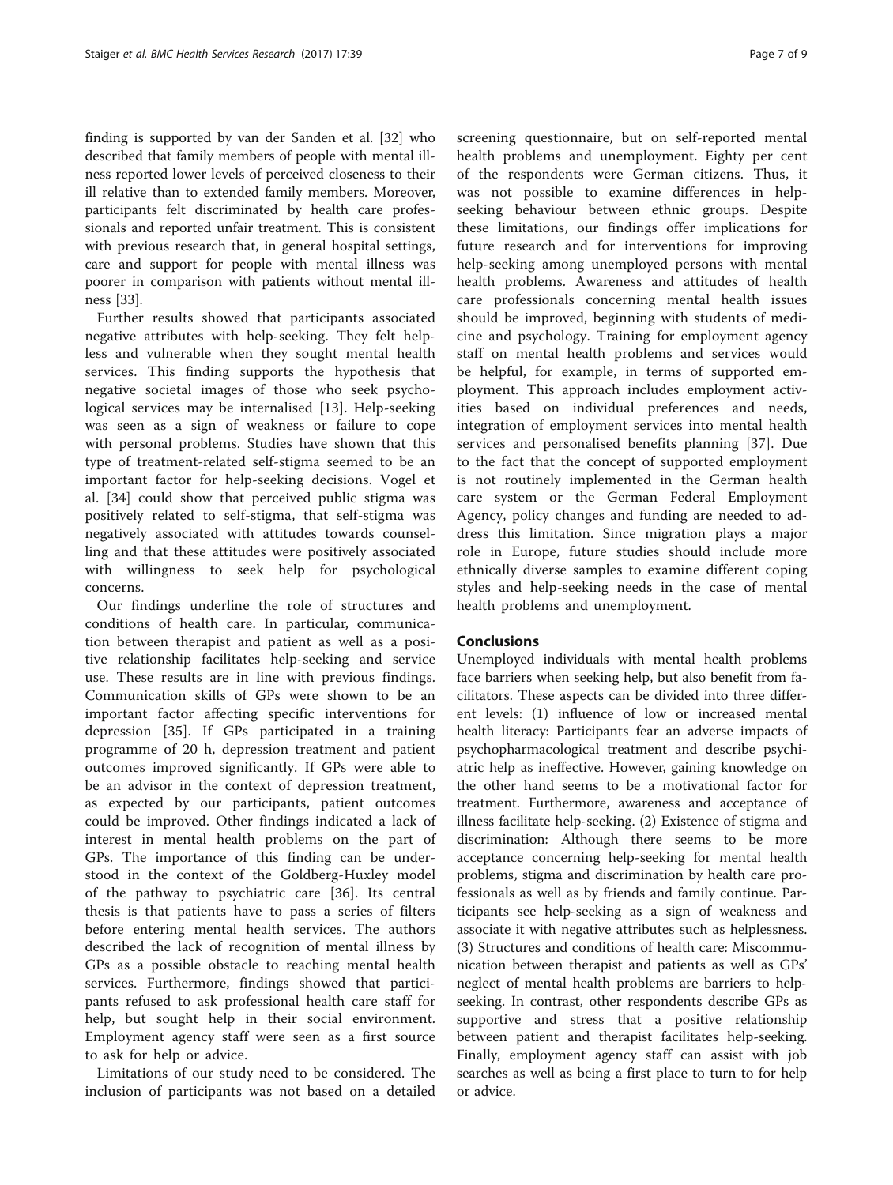finding is supported by van der Sanden et al. [32] who described that family members of people with mental illness reported lower levels of perceived closeness to their ill relative than to extended family members. Moreover, participants felt discriminated by health care professionals and reported unfair treatment. This is consistent with previous research that, in general hospital settings, care and support for people with mental illness was poorer in comparison with patients without mental illness [33].

Further results showed that participants associated negative attributes with help-seeking. They felt helpless and vulnerable when they sought mental health services. This finding supports the hypothesis that negative societal images of those who seek psychological services may be internalised [13]. Help-seeking was seen as a sign of weakness or failure to cope with personal problems. Studies have shown that this type of treatment-related self-stigma seemed to be an important factor for help-seeking decisions. Vogel et al. [34] could show that perceived public stigma was positively related to self-stigma, that self-stigma was negatively associated with attitudes towards counselling and that these attitudes were positively associated with willingness to seek help for psychological concerns.

Our findings underline the role of structures and conditions of health care. In particular, communication between therapist and patient as well as a positive relationship facilitates help-seeking and service use. These results are in line with previous findings. Communication skills of GPs were shown to be an important factor affecting specific interventions for depression [35]. If GPs participated in a training programme of 20 h, depression treatment and patient outcomes improved significantly. If GPs were able to be an advisor in the context of depression treatment, as expected by our participants, patient outcomes could be improved. Other findings indicated a lack of interest in mental health problems on the part of GPs. The importance of this finding can be understood in the context of the Goldberg-Huxley model of the pathway to psychiatric care [36]. Its central thesis is that patients have to pass a series of filters before entering mental health services. The authors described the lack of recognition of mental illness by GPs as a possible obstacle to reaching mental health services. Furthermore, findings showed that participants refused to ask professional health care staff for help, but sought help in their social environment. Employment agency staff were seen as a first source to ask for help or advice.

Limitations of our study need to be considered. The inclusion of participants was not based on a detailed screening questionnaire, but on self-reported mental health problems and unemployment. Eighty per cent of the respondents were German citizens. Thus, it was not possible to examine differences in help-seeking behaviour between ethnic groups. Despite these limitations, our findings offer implications for future research and for interventions for improving help-seeking among unemployed persons with mental health problems. Awareness and attitudes of health care professionals concerning mental health issues should be improved, beginning with students of medicine and psychology. Training for employment agency staff on mental health problems and services would be helpful, for example, in terms of supported employment. This approach includes employment activities based on individual preferences and needs, integration of employment services into mental health services and personalised benefits planning [37]. Due to the fact that the concept of supported employment is not routinely implemented in the German health care system or the German Federal Employment Agency, policy changes and funding are needed to address this limitation. Since migration plays a major role in Europe, future studies should include more ethnically diverse samples to examine different coping styles and help-seeking needs in the case of mental health problems and unemployment.

## Conclusions

Unemployed individuals with mental health problems face barriers when seeking help, but also benefit from facilitators. These aspects can be divided into three different levels: (1) influence of low or increased mental health literacy: Participants fear an adverse impacts of psychopharmacological treatment and describe psychiatric help as ineffective. However, gaining knowledge on the other hand seems to be a motivational factor for treatment. Furthermore, awareness and acceptance of illness facilitate help-seeking. (2) Existence of stigma and discrimination: Although there seems to be more acceptance concerning help-seeking for mental health problems, stigma and discrimination by health care professionals as well as by friends and family continue. Participants see help-seeking as a sign of weakness and associate it with negative attributes such as helplessness. (3) Structures and conditions of health care: Miscommunication between therapist and patients as well as GPs' neglect of mental health problems are barriers to help-seeking. In contrast, other respondents describe GPs as supportive and stress that a positive relationship between patient and therapist facilitates help-seeking. Finally, employment agency staff can assist with job searches as well as being a first place to turn to for help or advice.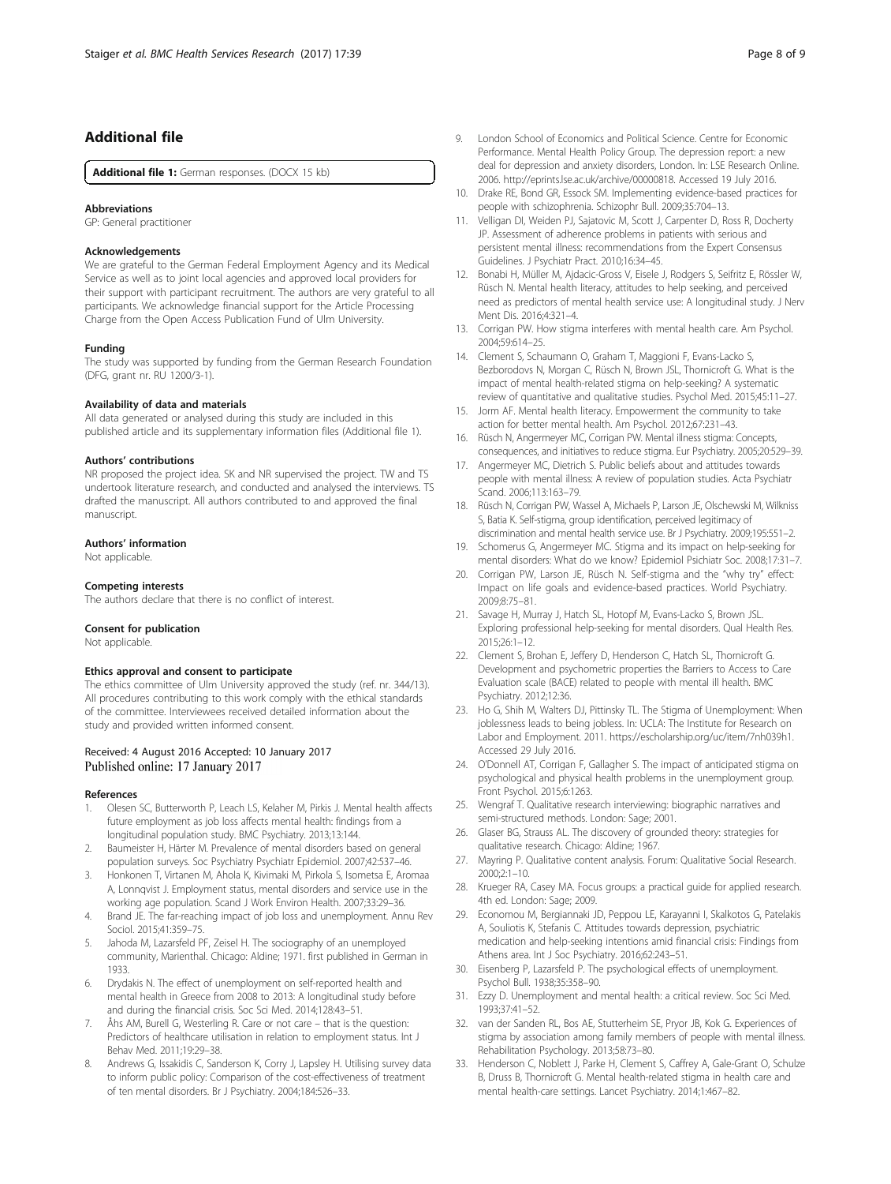## Additional file

**Additional file 1:** German responses. (DOCX 15 kb)

### Abbreviations

GP: General practitioner

### Acknowledgements

We are grateful to the German Federal Employment Agency and its Medical Service as well as to joint local agencies and approved local providers for their support with participant recruitment. The authors are very grateful to all participants. We acknowledge financial support for the Article Processing Charge from the Open Access Publication Fund of Ulm University.

### Funding

The study was supported by funding from the German Research Foundation (DFG, grant nr. RU 1200/3-1).

### Availability of data and materials

All data generated or analysed during this study are included in this published article and its supplementary information files (Additional file 1).

### Authors' contributions

NR proposed the project idea. SK and NR supervised the project. TW and TS undertook literature research, and conducted and analysed the interviews. TS drafted the manuscript. All authors contributed to and approved the final manuscript.

### Authors' information

Not applicable.

### Competing interests

The authors declare that there is no conflict of interest.

### Consent for publication

Not applicable.

### Ethics approval and consent to participate

The ethics committee of Ulm University approved the study (ref. nr. 344/13). All procedures contributing to this work comply with the ethical standards of the committee. Interviewees received detailed information about the study and provided written informed consent.

Received: 4 August 2016 Accepted: 10 January 2017
Published online: 17 January 2017

### References

1. Olesen SC, Butterworth P, Leach LS, Kelaher M, Pirkis J. Mental health affects future employment as job loss affects mental health: findings from a longitudinal population study. BMC Psychiatry. 2013;13:144.
2. Baumeister H, Härter M. Prevalence of mental disorders based on general population surveys. Soc Psychiatry Psychiatr Epidemiol. 2007;42:537–46.
3. Honkonen T, Virtanen M, Ahola K, Kivimaki M, Pirkola S, Isometsa E, Aromaa A, Lonnqvist J. Employment status, mental disorders and service use in the working age population. Scand J Work Environ Health. 2007;33:29–36.
4. Brand JE. The far-reaching impact of job loss and unemployment. Annu Rev Sociol. 2015;41:359–75.
5. Jahoda M, Lazarsfeld PF, Zeisel H. The sociography of an unemployed community, Marienthal. Chicago: Aldine; 1971. first published in German in 1933.
6. Drydakis N. The effect of unemployment on self-reported health and mental health in Greece from 2008 to 2013: A longitudinal study before and during the financial crisis. Soc Sci Med. 2014;128:43–51.
7. Åhs AM, Burell G, Westerling R. Care or not care – that is the question: Predictors of healthcare utilisation in relation to employment status. Int J Behav Med. 2011;19:29–38.
8. Andrews G, Issakidis C, Sanderson K, Corry J, Lapsley H. Utilising survey data to inform public policy: Comparison of the cost-effectiveness of treatment of ten mental disorders. Br J Psychiatry. 2004;184:526–33.
9. London School of Economics and Political Science. Centre for Economic Performance. Mental Health Policy Group. The depression report: a new deal for depression and anxiety disorders, London. In: LSE Research Online. 2006. http://eprints.lse.ac.uk/archive/00000818. Accessed 19 July 2016.
10. Drake RE, Bond GR, Essock SM. Implementing evidence-based practices for people with schizophrenia. Schizophr Bull. 2009;35:704–13.
11. Velligan DI, Weiden PJ, Sajatovic M, Scott J, Carpenter D, Ross R, Docherty JP. Assessment of adherence problems in patients with serious and persistent mental illness: recommendations from the Expert Consensus Guidelines. J Psychiatr Pract. 2010;16:34–45.
12. Bonabi H, Müller M, Ajdacic-Gross V, Eisele J, Rodgers S, Seifritz E, Rössler W, Rüsch N. Mental health literacy, attitudes to help seeking, and perceived need as predictors of mental health service use: A longitudinal study. J Nerv Ment Dis. 2016;4:321–4.
13. Corrigan PW. How stigma interferes with mental health care. Am Psychol. 2004;59:614–25.
14. Clement S, Schaumann O, Graham T, Maggioni F, Evans-Lacko S, Bezborodovs N, Morgan C, Rüsch N, Brown JSL, Thornicroft G. What is the impact of mental health-related stigma on help-seeking? A systematic review of quantitative and qualitative studies. Psychol Med. 2015;45:11–27.
15. Jorm AF. Mental health literacy. Empowerment the community to take action for better mental health. Am Psychol. 2012;67:231–43.
16. Rüsch N, Angermeyer MC, Corrigan PW. Mental illness stigma: Concepts, consequences, and initiatives to reduce stigma. Eur Psychiatry. 2005;20:529–39.
17. Angermeyer MC, Dietrich S. Public beliefs about and attitudes towards people with mental illness: A review of population studies. Acta Psychiatr Scand. 2006;113:163–79.
18. Rüsch N, Corrigan PW, Wassel A, Michaels P, Larson JE, Olschewski M, Wilkniss S, Batia K. Self-stigma, group identification, perceived legitimacy of discrimination and mental health service use. Br J Psychiatry. 2009;195:551–2.
19. Schomerus G, Angermeyer MC. Stigma and its impact on help-seeking for mental disorders: What do we know? Epidemiol Psichiatr Soc. 2008;17:31–7.
20. Corrigan PW, Larson JE, Rüsch N. Self-stigma and the "why try" effect: Impact on life goals and evidence-based practices. World Psychiatry. 2009;8:75–81.
21. Savage H, Murray J, Hatch SL, Hotopf M, Evans-Lacko S, Brown JSL. Exploring professional help-seeking for mental disorders. Qual Health Res. 2015;26:1–12.
22. Clement S, Brohan E, Jeffery D, Henderson C, Hatch SL, Thornicroft G. Development and psychometric properties the Barriers to Access to Care Evaluation scale (BACE) related to people with mental ill health. BMC Psychiatry. 2012;12:36.
23. Ho G, Shih M, Walters DJ, Pittinsky TL. The Stigma of Unemployment: When joblessness leads to being jobless. In: UCLA: The Institute for Research on Labor and Employment. 2011. https://escholarship.org/uc/item/7nh039h1. Accessed 29 July 2016.
24. O'Donnell AT, Corrigan F, Gallagher S. The impact of anticipated stigma on psychological and physical health problems in the unemployment group. Front Psychol. 2015;6:1263.
25. Wengraf T. Qualitative research interviewing: biographic narratives and semi-structured methods. London: Sage; 2001.
26. Glaser BG, Strauss AL. The discovery of grounded theory: strategies for qualitative research. Chicago: Aldine; 1967.
27. Mayring P. Qualitative content analysis. Forum: Qualitative Social Research. 2000;2:1–10.
28. Krueger RA, Casey MA. Focus groups: a practical guide for applied research. 4th ed. London: Sage; 2009.
29. Economou M, Bergiannaki JD, Peppou LE, Karayanni I, Skalkotos G, Patelakis A, Souliotis K, Stefanis C. Attitudes towards depression, psychiatric medication and help-seeking intentions amid financial crisis: Findings from Athens area. Int J Soc Psychiatry. 2016;62:243–51.
30. Eisenberg P, Lazarsfeld P. The psychological effects of unemployment. Psychol Bull. 1938;35:358–90.
31. Ezzy D. Unemployment and mental health: a critical review. Soc Sci Med. 1993;37:41–52.
32. van der Sanden RL, Bos AE, Stutterheim SE, Pryor JB, Kok G. Experiences of stigma by association among family members of people with mental illness. Rehabilitation Psychology. 2013;58:73–80.
33. Henderson C, Noblett J, Parke H, Clement S, Caffrey A, Gale-Grant O, Schulze B, Druss B, Thornicroft G. Mental health-related stigma in health care and mental health-care settings. Lancet Psychiatry. 2014;1:467–82.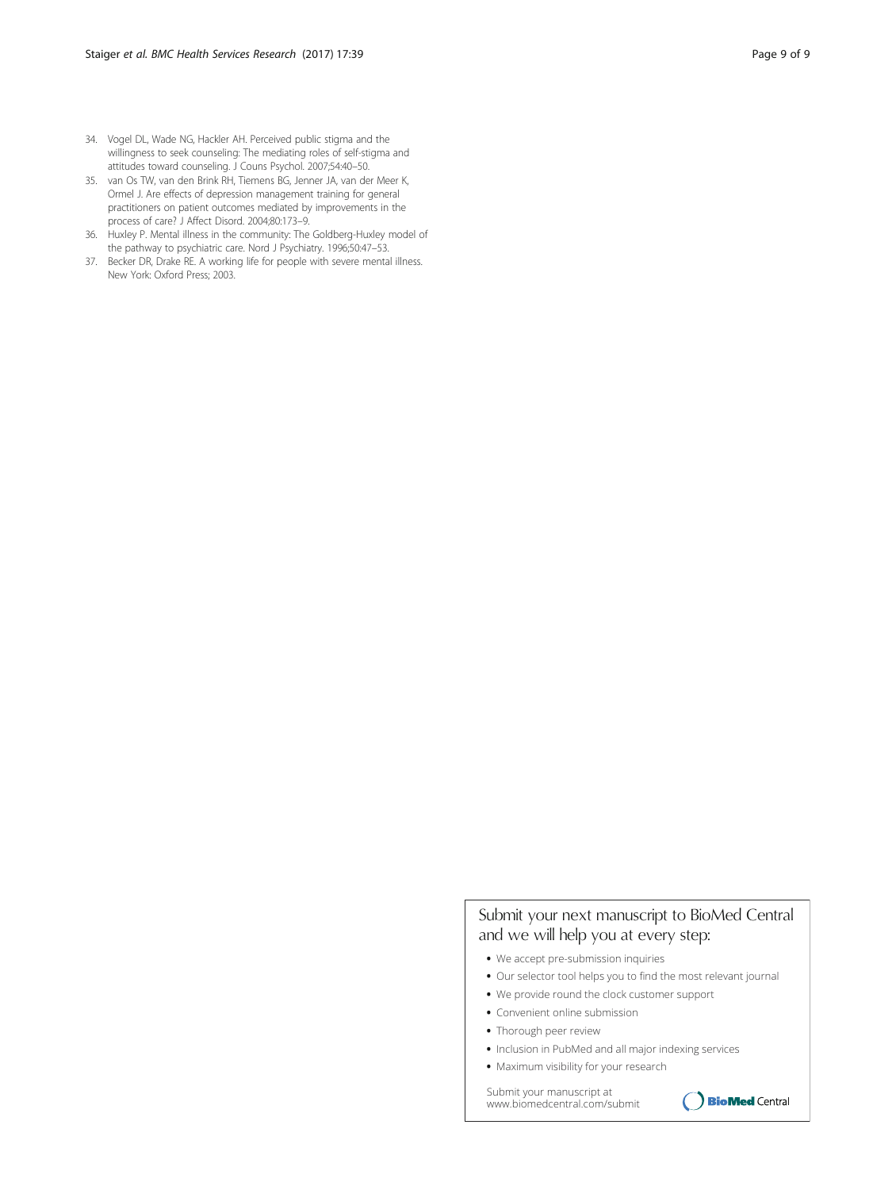34. Vogel DL, Wade NG, Hackler AH. Perceived public stigma and the willingness to seek counseling: The mediating roles of self-stigma and attitudes toward counseling. J Couns Psychol. 2007;54:40–50.
35. van Os TW, van den Brink RH, Tiemens BG, Jenner JA, van der Meer K, Ormel J. Are effects of depression management training for general practitioners on patient outcomes mediated by improvements in the process of care? J Affect Disord. 2004;80:173–9.
36. Huxley P. Mental illness in the community: The Goldberg-Huxley model of the pathway to psychiatric care. Nord J Psychiatry. 1996;50:47–53.
37. Becker DR, Drake RE. A working life for people with severe mental illness. New York: Oxford Press; 2003.

Submit your next manuscript to BioMed Central and we will help you at every step:

- We accept pre-submission inquiries
- Our selector tool helps you to find the most relevant journal
- We provide round the clock customer support
- Convenient online submission
- Thorough peer review
- Inclusion in PubMed and all major indexing services
- Maximum visibility for your research

Submit your manuscript at
www.biomedcentral.com/submit

BioMed Central